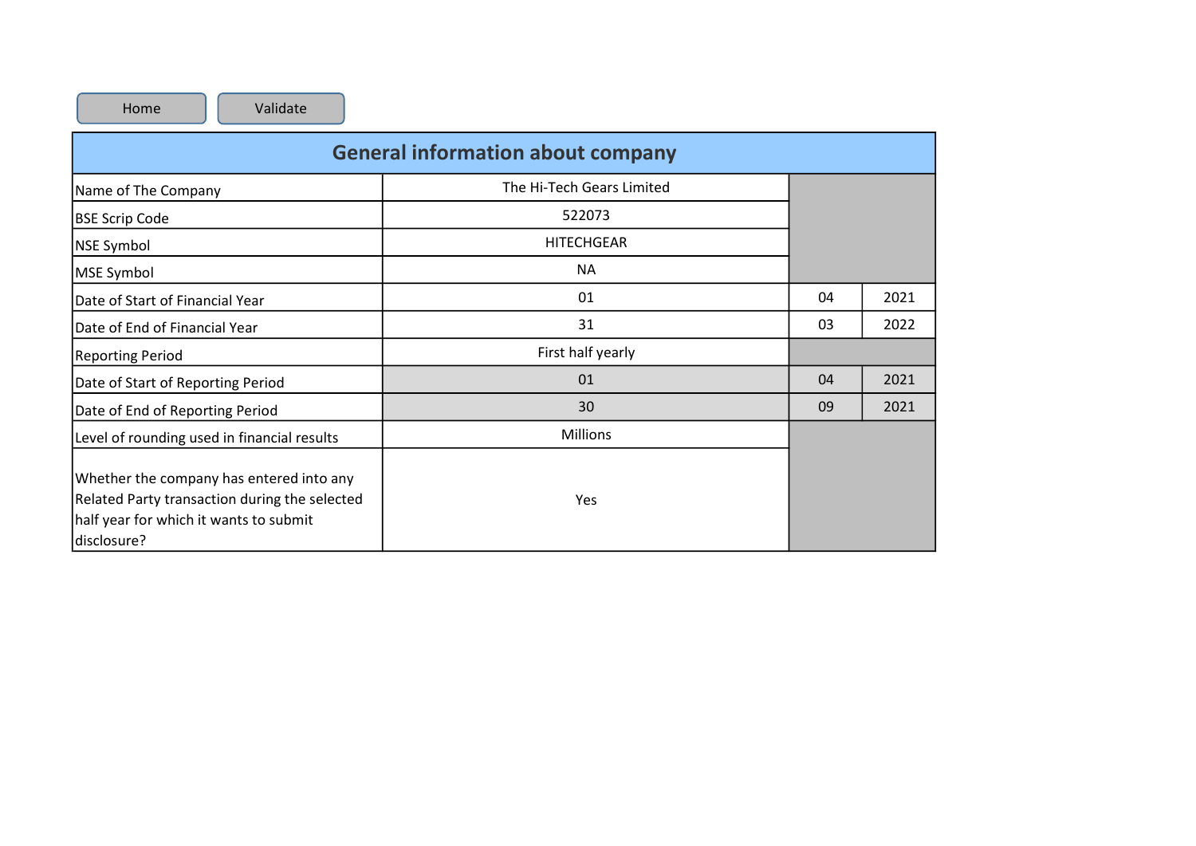Home | Validate

## General information about company

| | | | |
|---|---|---|---|
| Name of The Company | The Hi-Tech Gears Limited | | |
| BSE Scrip Code | 522073 | | |
| NSE Symbol | HITECHGEAR | | |
| MSE Symbol | NA | | |
| Date of Start of Financial Year | 01 | 04 | 2021 |
| Date of End of Financial Year | 31 | 03 | 2022 |
| Reporting Period | First half yearly | | |
| Date of Start of Reporting Period | 01 | 04 | 2021 |
| Date of End of Reporting Period | 30 | 09 | 2021 |
| Level of rounding used in financial results | Millions | | |
| Whether the company has entered into any Related Party transaction during the selected half year for which it wants to submit disclosure? | Yes | | |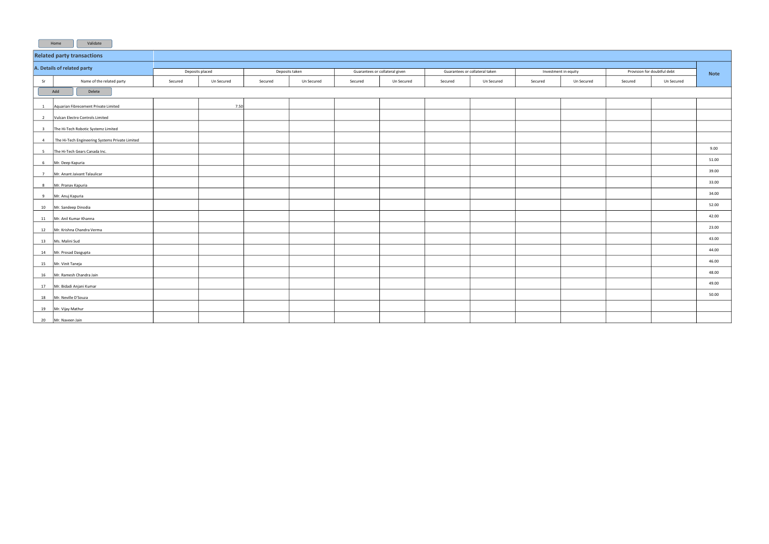Home Validate

## Related party transactions

### A. Details of related party

| Sr | Name of the related party | Deposits placed | | Deposits taken | | Guarantees or collateral given | | Guarantees or collateral taken | | Investment in equity | | Provision for doubtful debt | | Note |
|---|---|---|---|---|---|---|---|---|---|---|---|---|---|---|
| | | Secured | Un Secured | Secured | Un Secured | Secured | Un Secured | Secured | Un Secured | Secured | Un Secured | Secured | Un Secured | |
| 1 | Aquarian Fibrecement Private Limited | | 7.50 | | | | | | | | | | | |
| 2 | Vulcan Electro Controls Limited | | | | | | | | | | | | | |
| 3 | The Hi-Tech Robotic Systemz Limited | | | | | | | | | | | | | |
| 4 | The Hi-Tech Engineering Systems Private Limited | | | | | | | | | | | | | |
| 5 | The Hi-Tech Gears Canada Inc. | | | | | | | | | | | | | 9.00 |
| 6 | Mr. Deep Kapuria | | | | | | | | | | | | | 51.00 |
| 7 | Mr. Anant Jaivant Talaulicar | | | | | | | | | | | | | 39.00 |
| 8 | Mr. Pranav Kapuria | | | | | | | | | | | | | 33.00 |
| 9 | Mr. Anuj Kapuria | | | | | | | | | | | | | 34.00 |
| 10 | Mr. Sandeep Dinodia | | | | | | | | | | | | | 52.00 |
| 11 | Mr. Anil Kumar Khanna | | | | | | | | | | | | | 42.00 |
| 12 | Mr. Krishna Chandra Verma | | | | | | | | | | | | | 23.00 |
| 13 | Ms. Malini Sud | | | | | | | | | | | | | 43.00 |
| 14 | Mr. Prosad Dasgupta | | | | | | | | | | | | | 44.00 |
| 15 | Mr. Vinit Taneja | | | | | | | | | | | | | 46.00 |
| 16 | Mr. Ramesh Chandra Jain | | | | | | | | | | | | | 48.00 |
| 17 | Mr. Bidadi Anjani Kumar | | | | | | | | | | | | | 49.00 |
| 18 | Mr. Neville D'Souza | | | | | | | | | | | | | 50.00 |
| 19 | Mr. Vijay Mathur | | | | | | | | | | | | | |
| 20 | Mr. Naveen Jain | | | | | | | | | | | | | |